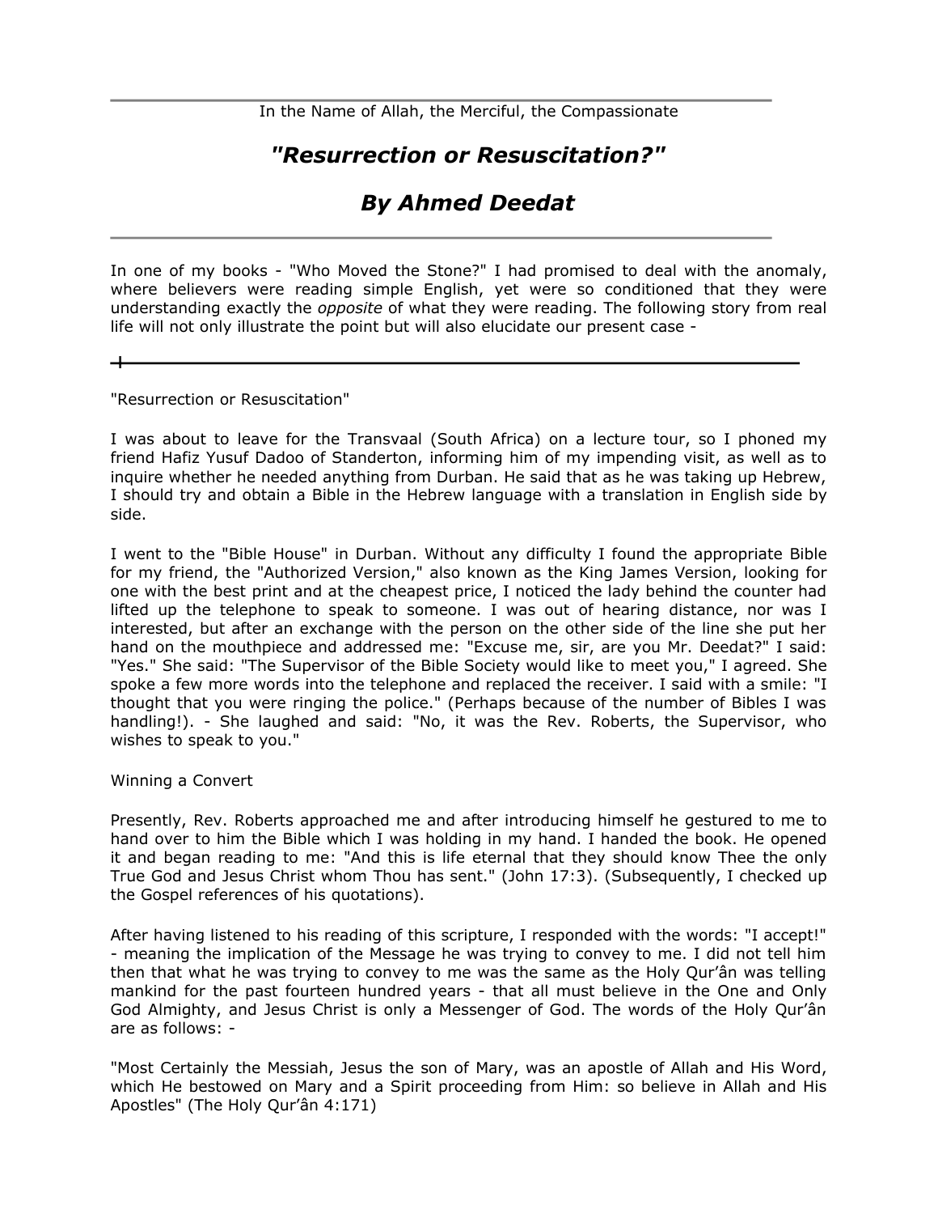In the Name of Allah, the Merciful, the Compassionate

# *"Resurrection or Resuscitation?"*

## *By Ahmed Deedat*

---

In one of my books - "Who Moved the Stone?" I had promised to deal with the anomaly, where believers were reading simple English, yet were so conditioned that they were understanding exactly the *opposite* of what they were reading. The following story from real life will not only illustrate the point but will also elucidate our present case -

---

"Resurrection or Resuscitation"

I was about to leave for the Transvaal (South Africa) on a lecture tour, so I phoned my friend Hafiz Yusuf Dadoo of Standerton, informing him of my impending visit, as well as to inquire whether he needed anything from Durban. He said that as he was taking up Hebrew, I should try and obtain a Bible in the Hebrew language with a translation in English side by side.

I went to the "Bible House" in Durban. Without any difficulty I found the appropriate Bible for my friend, the "Authorized Version," also known as the King James Version, looking for one with the best print and at the cheapest price, I noticed the lady behind the counter had lifted up the telephone to speak to someone. I was out of hearing distance, nor was I interested, but after an exchange with the person on the other side of the line she put her hand on the mouthpiece and addressed me: "Excuse me, sir, are you Mr. Deedat?" I said: "Yes." She said: "The Supervisor of the Bible Society would like to meet you," I agreed. She spoke a few more words into the telephone and replaced the receiver. I said with a smile: "I thought that you were ringing the police." (Perhaps because of the number of Bibles I was handling!). - She laughed and said: "No, it was the Rev. Roberts, the Supervisor, who wishes to speak to you."

Winning a Convert

Presently, Rev. Roberts approached me and after introducing himself he gestured to me to hand over to him the Bible which I was holding in my hand. I handed the book. He opened it and began reading to me: "And this is life eternal that they should know Thee the only True God and Jesus Christ whom Thou has sent." (John 17:3). (Subsequently, I checked up the Gospel references of his quotations).

After having listened to his reading of this scripture, I responded with the words: "I accept!" - meaning the implication of the Message he was trying to convey to me. I did not tell him then that what he was trying to convey to me was the same as the Holy Qur'ân was telling mankind for the past fourteen hundred years - that all must believe in the One and Only God Almighty, and Jesus Christ is only a Messenger of God. The words of the Holy Qur'ân are as follows: -

"Most Certainly the Messiah, Jesus the son of Mary, was an apostle of Allah and His Word, which He bestowed on Mary and a Spirit proceeding from Him: so believe in Allah and His Apostles" (The Holy Qur'ân 4:171)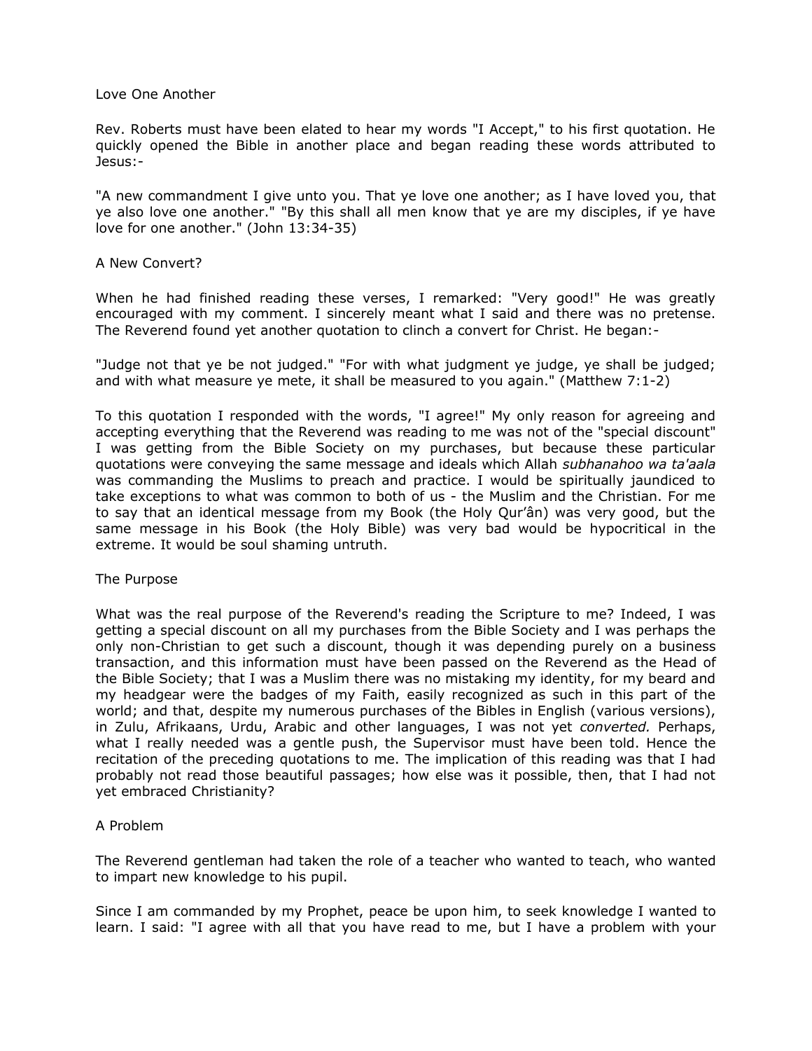## Love One Another

Rev. Roberts must have been elated to hear my words "I Accept," to his first quotation. He quickly opened the Bible in another place and began reading these words attributed to Jesus:-

"A new commandment I give unto you. That ye love one another; as I have loved you, that ye also love one another." "By this shall all men know that ye are my disciples, if ye have love for one another." (John 13:34-35)

## A New Convert?

When he had finished reading these verses, I remarked: "Very good!" He was greatly encouraged with my comment. I sincerely meant what I said and there was no pretense. The Reverend found yet another quotation to clinch a convert for Christ. He began:-

"Judge not that ye be not judged." "For with what judgment ye judge, ye shall be judged; and with what measure ye mete, it shall be measured to you again." (Matthew 7:1-2)

To this quotation I responded with the words, "I agree!" My only reason for agreeing and accepting everything that the Reverend was reading to me was not of the "special discount" I was getting from the Bible Society on my purchases, but because these particular quotations were conveying the same message and ideals which Allah *subhanahoo wa ta'aala* was commanding the Muslims to preach and practice. I would be spiritually jaundiced to take exceptions to what was common to both of us - the Muslim and the Christian. For me to say that an identical message from my Book (the Holy Qur'ân) was very good, but the same message in his Book (the Holy Bible) was very bad would be hypocritical in the extreme. It would be soul shaming untruth.

## The Purpose

What was the real purpose of the Reverend's reading the Scripture to me? Indeed, I was getting a special discount on all my purchases from the Bible Society and I was perhaps the only non-Christian to get such a discount, though it was depending purely on a business transaction, and this information must have been passed on the Reverend as the Head of the Bible Society; that I was a Muslim there was no mistaking my identity, for my beard and my headgear were the badges of my Faith, easily recognized as such in this part of the world; and that, despite my numerous purchases of the Bibles in English (various versions), in Zulu, Afrikaans, Urdu, Arabic and other languages, I was not yet *converted.* Perhaps, what I really needed was a gentle push, the Supervisor must have been told. Hence the recitation of the preceding quotations to me. The implication of this reading was that I had probably not read those beautiful passages; how else was it possible, then, that I had not yet embraced Christianity?

## A Problem

The Reverend gentleman had taken the role of a teacher who wanted to teach, who wanted to impart new knowledge to his pupil.

Since I am commanded by my Prophet, peace be upon him, to seek knowledge I wanted to learn. I said: "I agree with all that you have read to me, but I have a problem with your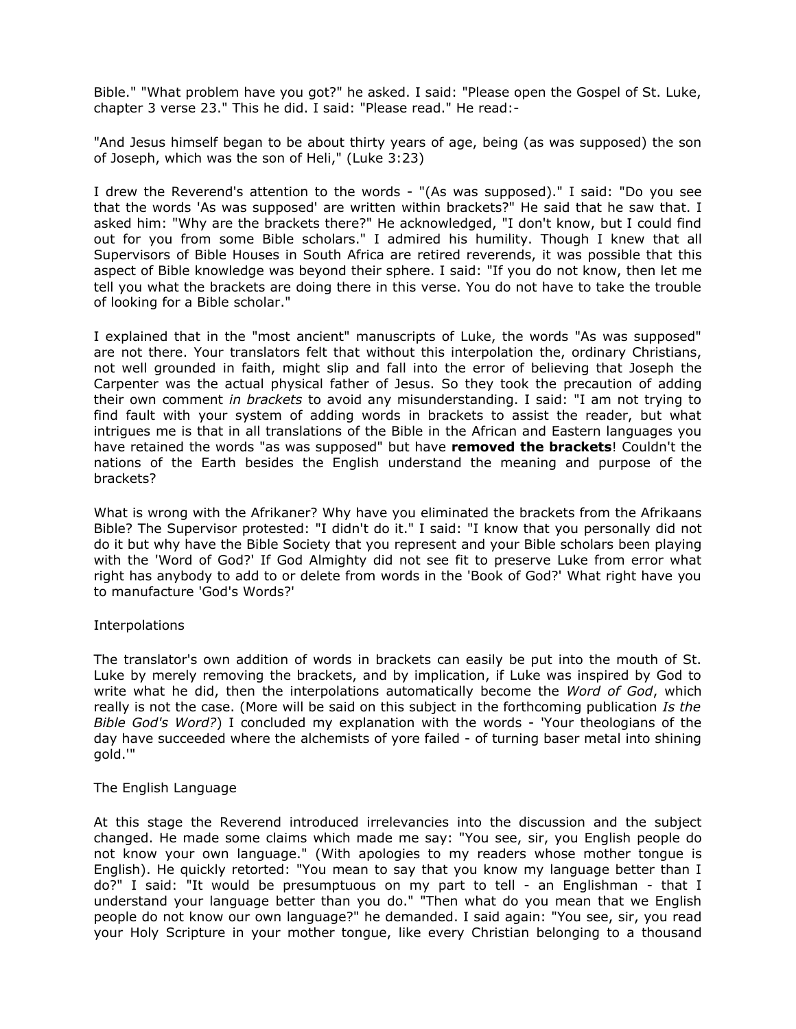Bible." "What problem have you got?" he asked. I said: "Please open the Gospel of St. Luke, chapter 3 verse 23." This he did. I said: "Please read." He read:-

"And Jesus himself began to be about thirty years of age, being (as was supposed) the son of Joseph, which was the son of Heli," (Luke 3:23)

I drew the Reverend's attention to the words - "(As was supposed)." I said: "Do you see that the words 'As was supposed' are written within brackets?" He said that he saw that. I asked him: "Why are the brackets there?" He acknowledged, "I don't know, but I could find out for you from some Bible scholars." I admired his humility. Though I knew that all Supervisors of Bible Houses in South Africa are retired reverends, it was possible that this aspect of Bible knowledge was beyond their sphere. I said: "If you do not know, then let me tell you what the brackets are doing there in this verse. You do not have to take the trouble of looking for a Bible scholar."

I explained that in the "most ancient" manuscripts of Luke, the words "As was supposed" are not there. Your translators felt that without this interpolation the, ordinary Christians, not well grounded in faith, might slip and fall into the error of believing that Joseph the Carpenter was the actual physical father of Jesus. So they took the precaution of adding their own comment *in brackets* to avoid any misunderstanding. I said: "I am not trying to find fault with your system of adding words in brackets to assist the reader, but what intrigues me is that in all translations of the Bible in the African and Eastern languages you have retained the words "as was supposed" but have **removed the brackets**! Couldn't the nations of the Earth besides the English understand the meaning and purpose of the brackets?

What is wrong with the Afrikaner? Why have you eliminated the brackets from the Afrikaans Bible? The Supervisor protested: "I didn't do it." I said: "I know that you personally did not do it but why have the Bible Society that you represent and your Bible scholars been playing with the 'Word of God?' If God Almighty did not see fit to preserve Luke from error what right has anybody to add to or delete from words in the 'Book of God?' What right have you to manufacture 'God's Words?'

Interpolations

The translator's own addition of words in brackets can easily be put into the mouth of St. Luke by merely removing the brackets, and by implication, if Luke was inspired by God to write what he did, then the interpolations automatically become the *Word of God*, which really is not the case. (More will be said on this subject in the forthcoming publication *Is the Bible God's Word?*) I concluded my explanation with the words - 'Your theologians of the day have succeeded where the alchemists of yore failed - of turning baser metal into shining gold.'"

The English Language

At this stage the Reverend introduced irrelevancies into the discussion and the subject changed. He made some claims which made me say: "You see, sir, you English people do not know your own language." (With apologies to my readers whose mother tongue is English). He quickly retorted: "You mean to say that you know my language better than I do?" I said: "It would be presumptuous on my part to tell - an Englishman - that I understand your language better than you do." "Then what do you mean that we English people do not know our own language?" he demanded. I said again: "You see, sir, you read your Holy Scripture in your mother tongue, like every Christian belonging to a thousand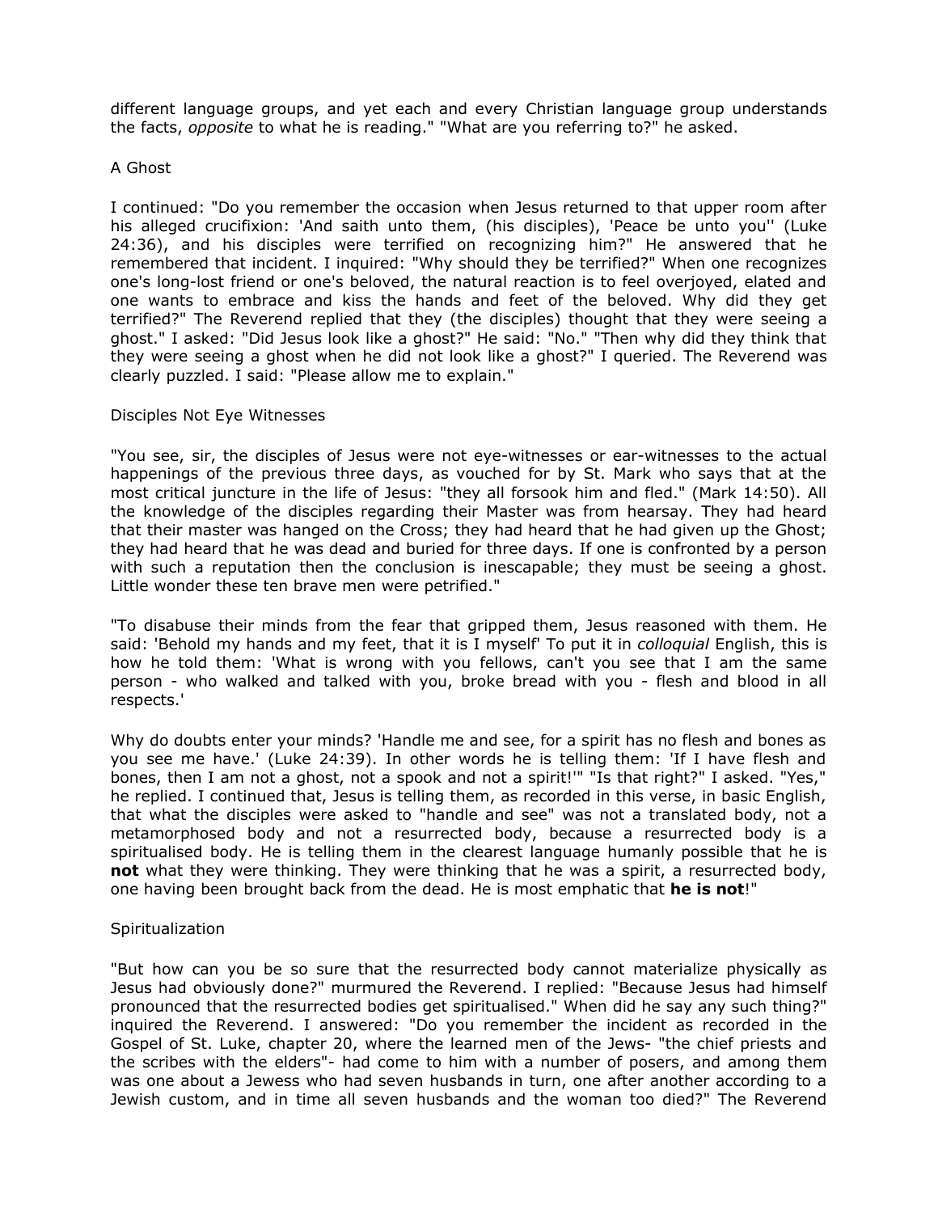different language groups, and yet each and every Christian language group understands the facts, *opposite* to what he is reading." "What are you referring to?" he asked.

## A Ghost

I continued: "Do you remember the occasion when Jesus returned to that upper room after his alleged crucifixion: 'And saith unto them, (his disciples), 'Peace be unto you'' (Luke 24:36), and his disciples were terrified on recognizing him?" He answered that he remembered that incident. I inquired: "Why should they be terrified?" When one recognizes one's long-lost friend or one's beloved, the natural reaction is to feel overjoyed, elated and one wants to embrace and kiss the hands and feet of the beloved. Why did they get terrified?" The Reverend replied that they (the disciples) thought that they were seeing a ghost." I asked: "Did Jesus look like a ghost?" He said: "No." "Then why did they think that they were seeing a ghost when he did not look like a ghost?" I queried. The Reverend was clearly puzzled. I said: "Please allow me to explain."

## Disciples Not Eye Witnesses

"You see, sir, the disciples of Jesus were not eye-witnesses or ear-witnesses to the actual happenings of the previous three days, as vouched for by St. Mark who says that at the most critical juncture in the life of Jesus: "they all forsook him and fled." (Mark 14:50). All the knowledge of the disciples regarding their Master was from hearsay. They had heard that their master was hanged on the Cross; they had heard that he had given up the Ghost; they had heard that he was dead and buried for three days. If one is confronted by a person with such a reputation then the conclusion is inescapable; they must be seeing a ghost. Little wonder these ten brave men were petrified."

"To disabuse their minds from the fear that gripped them, Jesus reasoned with them. He said: 'Behold my hands and my feet, that it is I myself' To put it in *colloquial* English, this is how he told them: 'What is wrong with you fellows, can't you see that I am the same person - who walked and talked with you, broke bread with you - flesh and blood in all respects.'

Why do doubts enter your minds? 'Handle me and see, for a spirit has no flesh and bones as you see me have.' (Luke 24:39). In other words he is telling them: 'If I have flesh and bones, then I am not a ghost, not a spook and not a spirit!'" "Is that right?" I asked. "Yes," he replied. I continued that, Jesus is telling them, as recorded in this verse, in basic English, that what the disciples were asked to "handle and see" was not a translated body, not a metamorphosed body and not a resurrected body, because a resurrected body is a spiritualised body. He is telling them in the clearest language humanly possible that he is **not** what they were thinking. They were thinking that he was a spirit, a resurrected body, one having been brought back from the dead. He is most emphatic that **he is not**!"

## Spiritualization

"But how can you be so sure that the resurrected body cannot materialize physically as Jesus had obviously done?" murmured the Reverend. I replied: "Because Jesus had himself pronounced that the resurrected bodies get spiritualised." When did he say any such thing?" inquired the Reverend. I answered: "Do you remember the incident as recorded in the Gospel of St. Luke, chapter 20, where the learned men of the Jews- "the chief priests and the scribes with the elders"- had come to him with a number of posers, and among them was one about a Jewess who had seven husbands in turn, one after another according to a Jewish custom, and in time all seven husbands and the woman too died?" The Reverend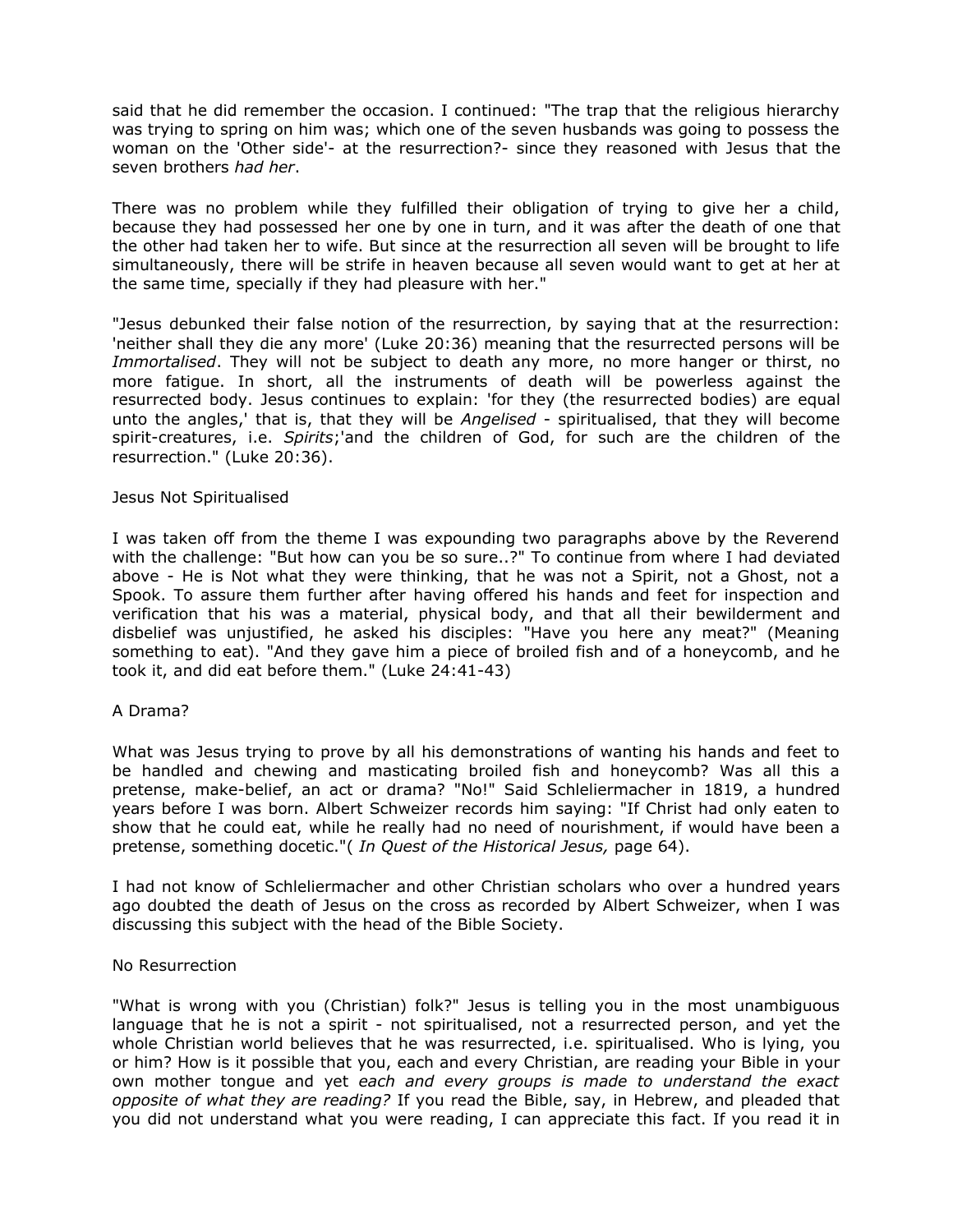said that he did remember the occasion. I continued: "The trap that the religious hierarchy was trying to spring on him was; which one of the seven husbands was going to possess the woman on the 'Other side'- at the resurrection?- since they reasoned with Jesus that the seven brothers *had her*.

There was no problem while they fulfilled their obligation of trying to give her a child, because they had possessed her one by one in turn, and it was after the death of one that the other had taken her to wife. But since at the resurrection all seven will be brought to life simultaneously, there will be strife in heaven because all seven would want to get at her at the same time, specially if they had pleasure with her."

"Jesus debunked their false notion of the resurrection, by saying that at the resurrection: 'neither shall they die any more' (Luke 20:36) meaning that the resurrected persons will be *Immortalised*. They will not be subject to death any more, no more hanger or thirst, no more fatigue. In short, all the instruments of death will be powerless against the resurrected body. Jesus continues to explain: 'for they (the resurrected bodies) are equal unto the angles,' that is, that they will be *Angelised* - spiritualised, that they will become spirit-creatures, i.e. *Spirits*;'and the children of God, for such are the children of the resurrection." (Luke 20:36).

## Jesus Not Spiritualised

I was taken off from the theme I was expounding two paragraphs above by the Reverend with the challenge: "But how can you be so sure..?" To continue from where I had deviated above - He is Not what they were thinking, that he was not a Spirit, not a Ghost, not a Spook. To assure them further after having offered his hands and feet for inspection and verification that his was a material, physical body, and that all their bewilderment and disbelief was unjustified, he asked his disciples: "Have you here any meat?" (Meaning something to eat). "And they gave him a piece of broiled fish and of a honeycomb, and he took it, and did eat before them." (Luke 24:41-43)

## A Drama?

What was Jesus trying to prove by all his demonstrations of wanting his hands and feet to be handled and chewing and masticating broiled fish and honeycomb? Was all this a pretense, make-belief, an act or drama? "No!" Said Schleliermacher in 1819, a hundred years before I was born. Albert Schweizer records him saying: "If Christ had only eaten to show that he could eat, while he really had no need of nourishment, if would have been a pretense, something docetic."( *In Quest of the Historical Jesus,* page 64).

I had not know of Schleliermacher and other Christian scholars who over a hundred years ago doubted the death of Jesus on the cross as recorded by Albert Schweizer, when I was discussing this subject with the head of the Bible Society.

## No Resurrection

"What is wrong with you (Christian) folk?" Jesus is telling you in the most unambiguous language that he is not a spirit - not spiritualised, not a resurrected person, and yet the whole Christian world believes that he was resurrected, i.e. spiritualised. Who is lying, you or him? How is it possible that you, each and every Christian, are reading your Bible in your own mother tongue and yet *each and every groups is made to understand the exact opposite of what they are reading?* If you read the Bible, say, in Hebrew, and pleaded that you did not understand what you were reading, I can appreciate this fact. If you read it in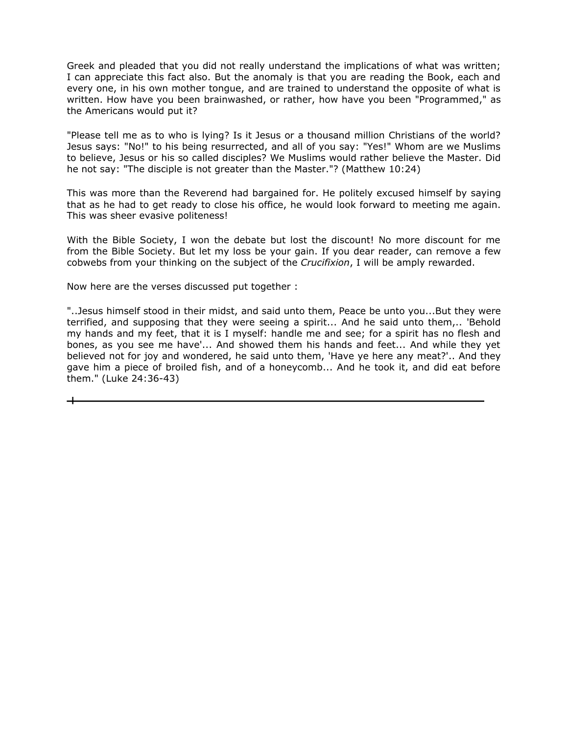Greek and pleaded that you did not really understand the implications of what was written; I can appreciate this fact also. But the anomaly is that you are reading the Book, each and every one, in his own mother tongue, and are trained to understand the opposite of what is written. How have you been brainwashed, or rather, how have you been "Programmed," as the Americans would put it?

"Please tell me as to who is lying? Is it Jesus or a thousand million Christians of the world? Jesus says: "No!" to his being resurrected, and all of you say: "Yes!" Whom are we Muslims to believe, Jesus or his so called disciples? We Muslims would rather believe the Master. Did he not say: "The disciple is not greater than the Master."? (Matthew 10:24)

This was more than the Reverend had bargained for. He politely excused himself by saying that as he had to get ready to close his office, he would look forward to meeting me again. This was sheer evasive politeness!

With the Bible Society, I won the debate but lost the discount! No more discount for me from the Bible Society. But let my loss be your gain. If you dear reader, can remove a few cobwebs from your thinking on the subject of the *Crucifixion*, I will be amply rewarded.

Now here are the verses discussed put together :

"..Jesus himself stood in their midst, and said unto them, Peace be unto you...But they were terrified, and supposing that they were seeing a spirit... And he said unto them,.. 'Behold my hands and my feet, that it is I myself: handle me and see; for a spirit has no flesh and bones, as you see me have'... And showed them his hands and feet... And while they yet believed not for joy and wondered, he said unto them, 'Have ye here any meat?'.. And they gave him a piece of broiled fish, and of a honeycomb... And he took it, and did eat before them." (Luke 24:36-43)

---